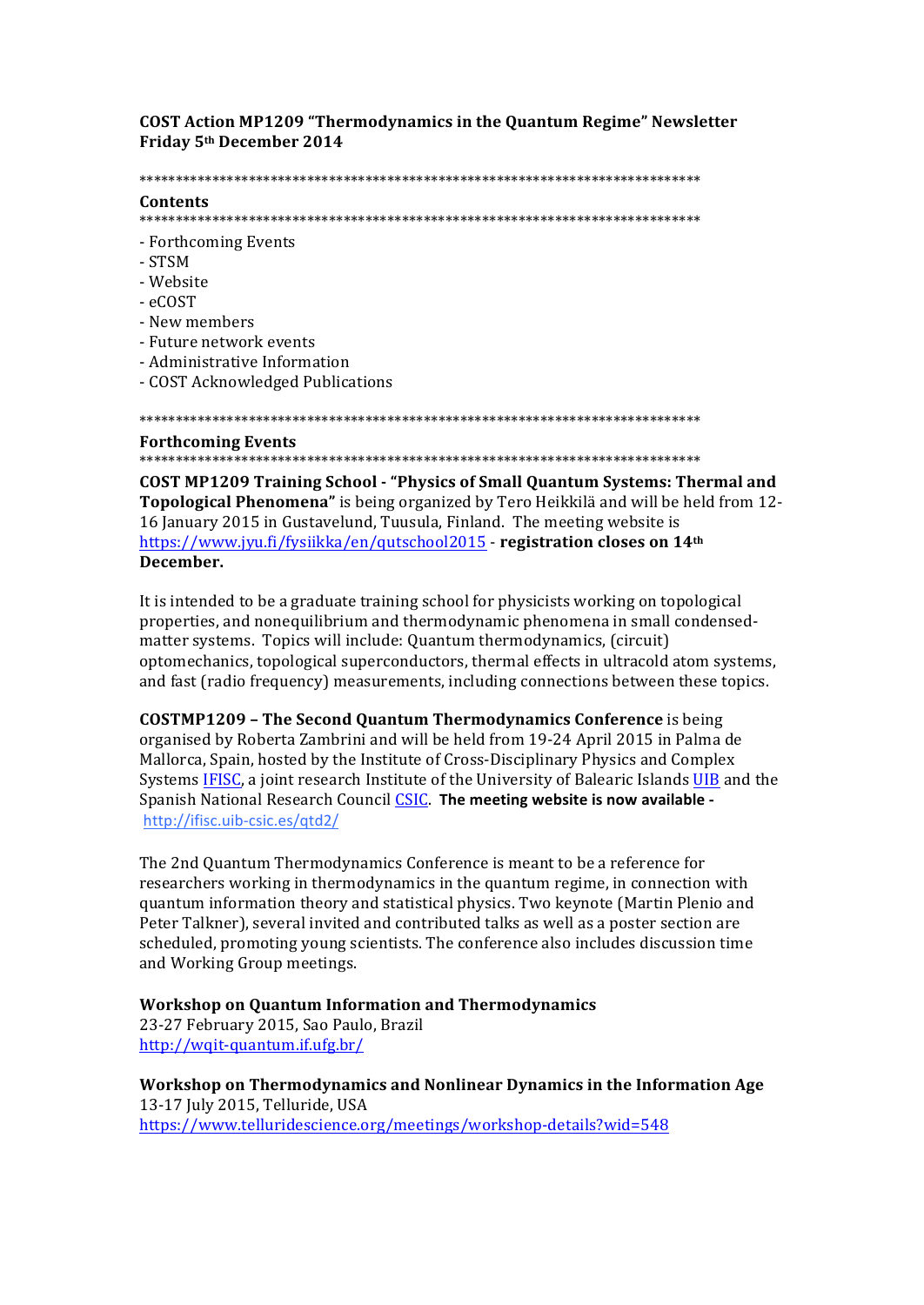# COST Action MP1209 "Thermodynamics in the Quantum Regime" Newsletter Friday 5th December 2014

******************************************************************************

## Contents

******************************************************************************

- Forthcoming Events
- STSM
- Website
- eCOST
- New members
- Future network events
- Administrative Information
- COST Acknowledged Publications

******************************************************************************

## Forthcoming Events

******************************************************************************

**COST MP1209 Training School - "Physics of Small Quantum Systems: Thermal and Topological Phenomena"** is being organized by Tero Heikkilä and will be held from 12-16 January 2015 in Gustavelund, Tuusula, Finland. The meeting website is https://www.jyu.fi/fysiikka/en/qutschool2015 - **registration closes on 14th December.**

It is intended to be a graduate training school for physicists working on topological properties, and nonequilibrium and thermodynamic phenomena in small condensed-matter systems. Topics will include: Quantum thermodynamics, (circuit) optomechanics, topological superconductors, thermal effects in ultracold atom systems, and fast (radio frequency) measurements, including connections between these topics.

**COSTMP1209 – The Second Quantum Thermodynamics Conference** is being organised by Roberta Zambrini and will be held from 19-24 April 2015 in Palma de Mallorca, Spain, hosted by the Institute of Cross-Disciplinary Physics and Complex Systems IFISC, a joint research Institute of the University of Balearic Islands UIB and the Spanish National Research Council CSIC. **The meeting website is now available -** http://ifisc.uib-csic.es/qtd2/

The 2nd Quantum Thermodynamics Conference is meant to be a reference for researchers working in thermodynamics in the quantum regime, in connection with quantum information theory and statistical physics. Two keynote (Martin Plenio and Peter Talkner), several invited and contributed talks as well as a poster section are scheduled, promoting young scientists. The conference also includes discussion time and Working Group meetings.

**Workshop on Quantum Information and Thermodynamics**
23-27 February 2015, Sao Paulo, Brazil
http://wqit-quantum.if.ufg.br/

**Workshop on Thermodynamics and Nonlinear Dynamics in the Information Age**
13-17 July 2015, Telluride, USA
https://www.telluridescience.org/meetings/workshop-details?wid=548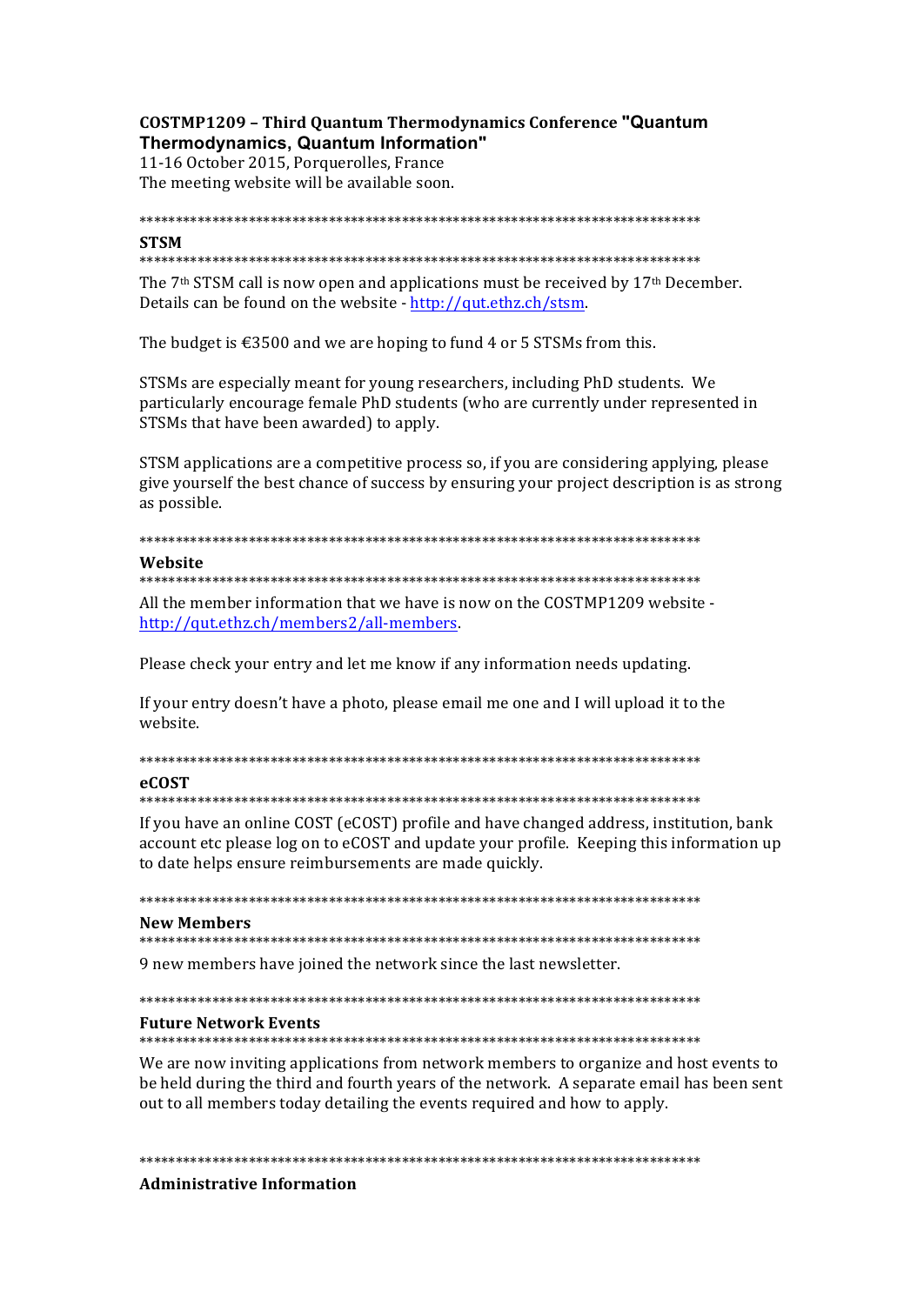**COSTMP1209 – Third Quantum Thermodynamics Conference "Quantum Thermodynamics, Quantum Information"**
11-16 October 2015, Porquerolles, France
The meeting website will be available soon.

********************************************************************************

**STSM**

********************************************************************************

The 7th STSM call is now open and applications must be received by 17th December. Details can be found on the website - [http://qut.ethz.ch/stsm](http://qut.ethz.ch/stsm).

The budget is €3500 and we are hoping to fund 4 or 5 STSMs from this.

STSMs are especially meant for young researchers, including PhD students. We particularly encourage female PhD students (who are currently under represented in STSMs that have been awarded) to apply.

STSM applications are a competitive process so, if you are considering applying, please give yourself the best chance of success by ensuring your project description is as strong as possible.

********************************************************************************

**Website**

********************************************************************************

All the member information that we have is now on the COSTMP1209 website - [http://qut.ethz.ch/members2/all-members](http://qut.ethz.ch/members2/all-members).

Please check your entry and let me know if any information needs updating.

If your entry doesn't have a photo, please email me one and I will upload it to the website.

********************************************************************************

**eCOST**

********************************************************************************

If you have an online COST (eCOST) profile and have changed address, institution, bank account etc please log on to eCOST and update your profile. Keeping this information up to date helps ensure reimbursements are made quickly.

********************************************************************************

**New Members**

********************************************************************************

9 new members have joined the network since the last newsletter.

********************************************************************************

**Future Network Events**

********************************************************************************

We are now inviting applications from network members to organize and host events to be held during the third and fourth years of the network. A separate email has been sent out to all members today detailing the events required and how to apply.

********************************************************************************

**Administrative Information**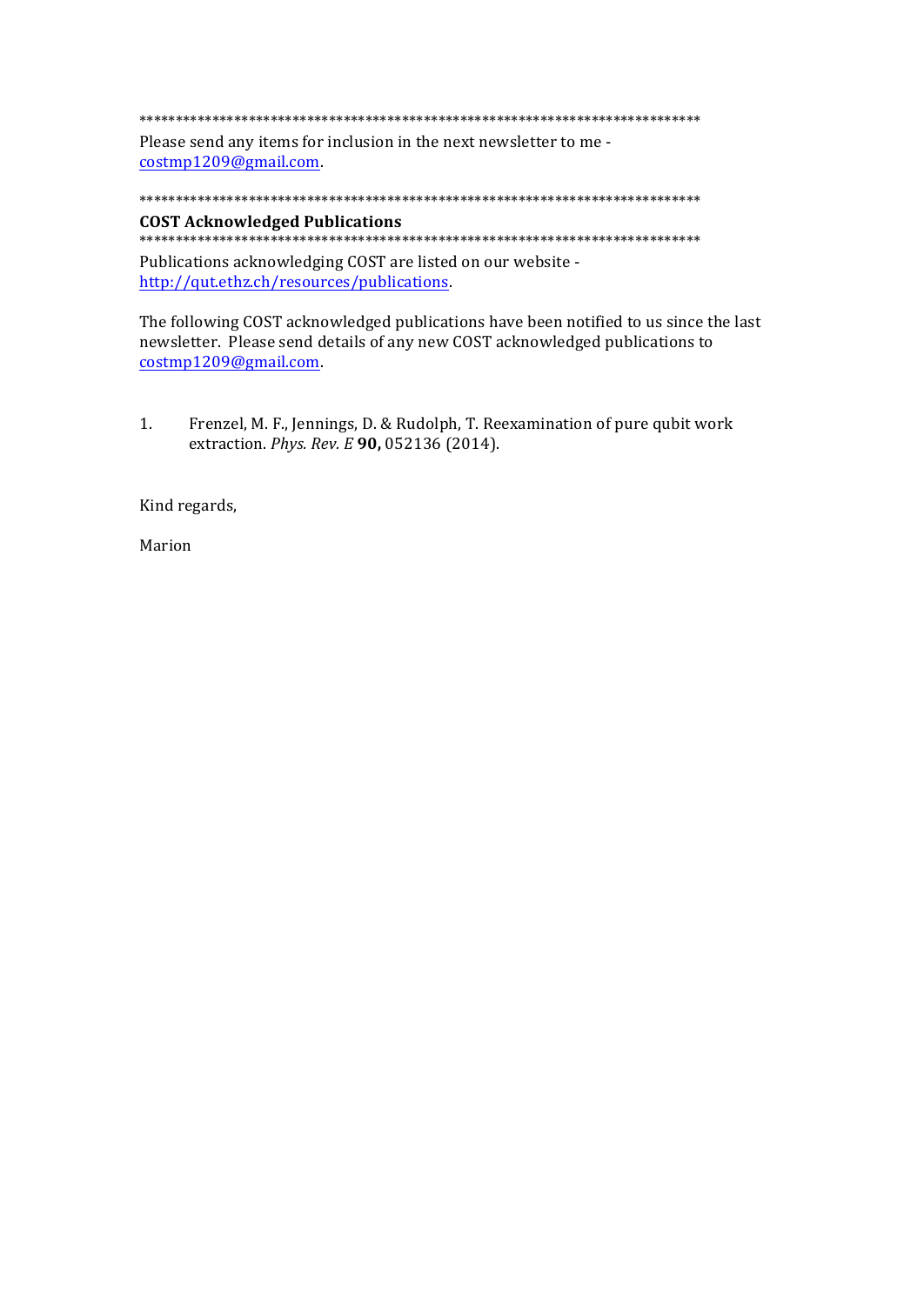*******************************************************************************

Please send any items for inclusion in the next newsletter to me - [costmp1209@gmail.com](mailto:costmp1209@gmail.com).

*******************************************************************************

**COST Acknowledged Publications**

*******************************************************************************

Publications acknowledging COST are listed on our website - [http://qut.ethz.ch/resources/publications](http://qut.ethz.ch/resources/publications).

The following COST acknowledged publications have been notified to us since the last newsletter. Please send details of any new COST acknowledged publications to [costmp1209@gmail.com](mailto:costmp1209@gmail.com).

1. Frenzel, M. F., Jennings, D. & Rudolph, T. Reexamination of pure qubit work extraction. *Phys. Rev. E* **90,** 052136 (2014).

Kind regards,

Marion